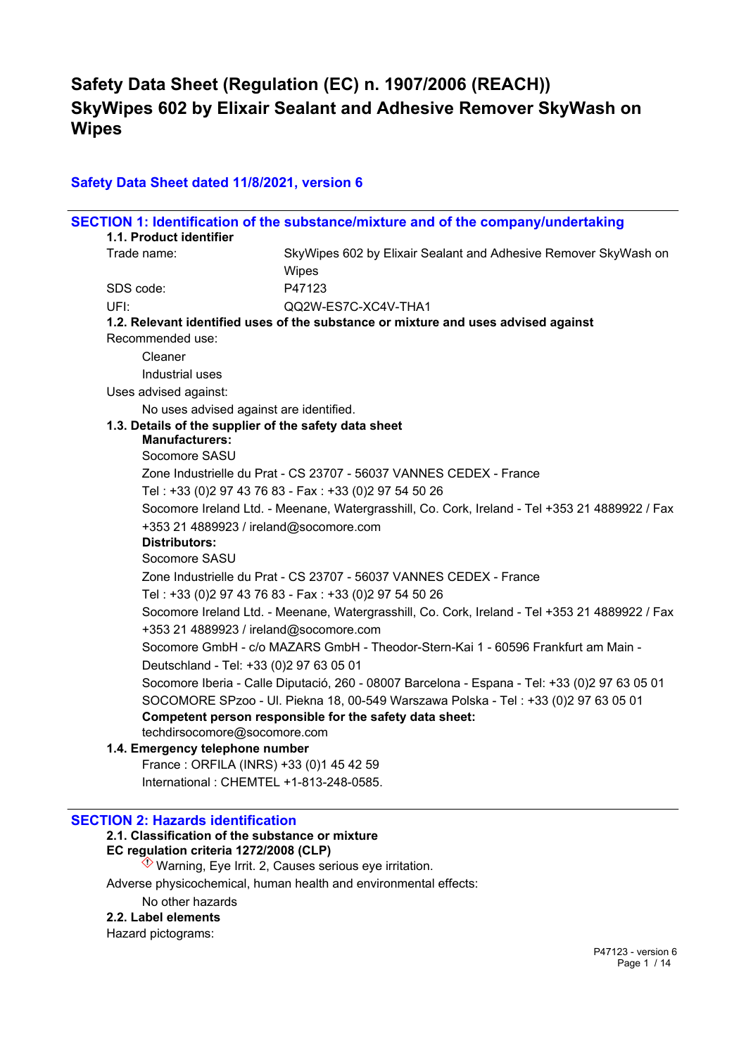# Safety Data Sheet (Regulation (EC) n. 1907/2006 (REACH))
# SkyWipes 602 by Elixair Sealant and Adhesive Remover SkyWash on Wipes

## Safety Data Sheet dated 11/8/2021, version 6

## SECTION 1: Identification of the substance/mixture and of the company/undertaking

### 1.1. Product identifier

Trade name: SkyWipes 602 by Elixair Sealant and Adhesive Remover SkyWash on Wipes

SDS code: P47123

UFI: QQ2W-ES7C-XC4V-THA1

### 1.2. Relevant identified uses of the substance or mixture and uses advised against

Recommended use:

Cleaner

Industrial uses

Uses advised against:

No uses advised against are identified.

### 1.3. Details of the supplier of the safety data sheet

**Manufacturers:**

Socomore SASU

Zone Industrielle du Prat - CS 23707 - 56037 VANNES CEDEX - France

Tel : +33 (0)2 97 43 76 83 - Fax : +33 (0)2 97 54 50 26

Socomore Ireland Ltd. - Meenane, Watergrasshill, Co. Cork, Ireland - Tel +353 21 4889922 / Fax +353 21 4889923 / ireland@socomore.com

**Distributors:**

Socomore SASU

Zone Industrielle du Prat - CS 23707 - 56037 VANNES CEDEX - France

Tel : +33 (0)2 97 43 76 83 - Fax : +33 (0)2 97 54 50 26

Socomore Ireland Ltd. - Meenane, Watergrasshill, Co. Cork, Ireland - Tel +353 21 4889922 / Fax +353 21 4889923 / ireland@socomore.com

Socomore GmbH - c/o MAZARS GmbH - Theodor-Stern-Kai 1 - 60596 Frankfurt am Main - Deutschland - Tel: +33 (0)2 97 63 05 01

Socomore Iberia - Calle Diputació, 260 - 08007 Barcelona - Espana - Tel: +33 (0)2 97 63 05 01

SOCOMORE SPzoo - Ul. Piekna 18, 00-549 Warszawa Polska - Tel : +33 (0)2 97 63 05 01

**Competent person responsible for the safety data sheet:**

techdirsocomore@socomore.com

### 1.4. Emergency telephone number

France : ORFILA (INRS) +33 (0)1 45 42 59

International : CHEMTEL +1-813-248-0585.

## SECTION 2: Hazards identification

### 2.1. Classification of the substance or mixture

**EC regulation criteria 1272/2008 (CLP)**

Warning, Eye Irrit. 2, Causes serious eye irritation.

Adverse physicochemical, human health and environmental effects:

No other hazards

### 2.2. Label elements

Hazard pictograms: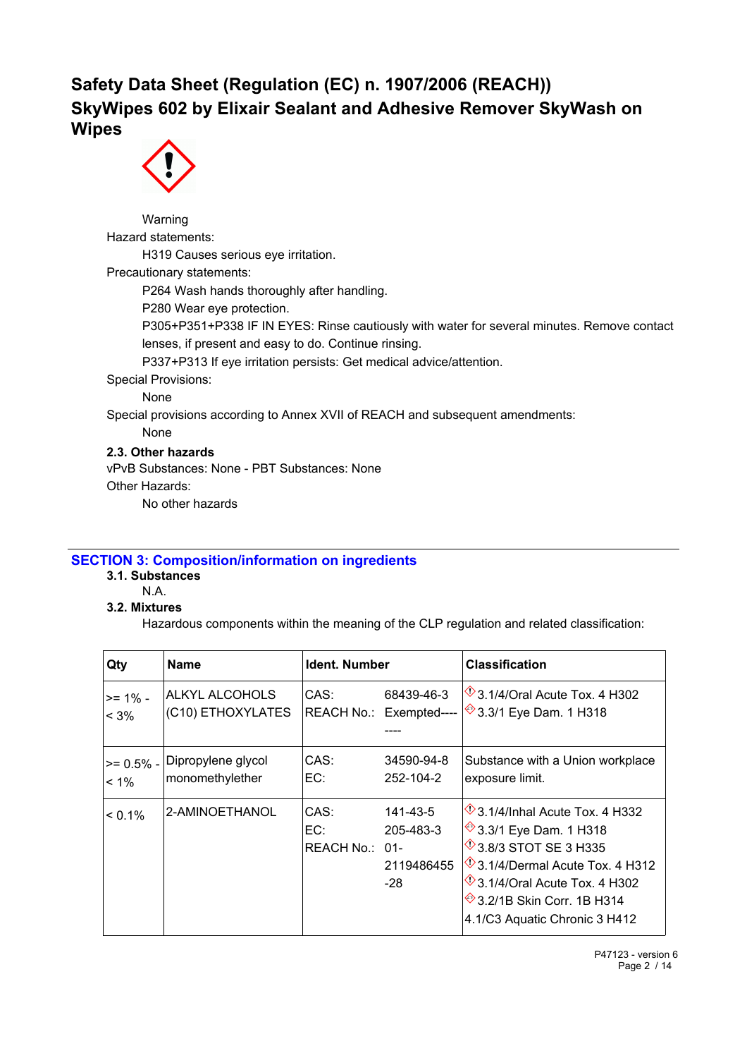# Safety Data Sheet (Regulation (EC) n. 1907/2006 (REACH))
# SkyWipes 602 by Elixair Sealant and Adhesive Remover SkyWash on Wipes

Warning

Hazard statements:

H319 Causes serious eye irritation.

Precautionary statements:

P264 Wash hands thoroughly after handling.

P280 Wear eye protection.

P305+P351+P338 IF IN EYES: Rinse cautiously with water for several minutes. Remove contact lenses, if present and easy to do. Continue rinsing.

P337+P313 If eye irritation persists: Get medical advice/attention.

Special Provisions:

None

Special provisions according to Annex XVII of REACH and subsequent amendments:

None

**2.3. Other hazards**

vPvB Substances: None - PBT Substances: None

Other Hazards:

No other hazards

## SECTION 3: Composition/information on ingredients

**3.1. Substances**

N.A.

**3.2. Mixtures**

Hazardous components within the meaning of the CLP regulation and related classification:

| Qty | Name | Ident. Number | | Classification |
|---|---|---|---|---|
| >= 1% - < 3% | ALKYL ALCOHOLS (C10) ETHOXYLATES | CAS:<br>REACH No.: | 68439-46-3<br>Exempted-------- | 3.1/4/Oral Acute Tox. 4 H302<br>3.3/1 Eye Dam. 1 H318 |
| >= 0.5% - < 1% | Dipropylene glycol monomethylether | CAS:<br>EC: | 34590-94-8<br>252-104-2 | Substance with a Union workplace exposure limit. |
| < 0.1% | 2-AMINOETHANOL | CAS:<br>EC:<br>REACH No.: | 141-43-5<br>205-483-3<br>01-2119486455-28 | 3.1/4/Inhal Acute Tox. 4 H332<br>3.3/1 Eye Dam. 1 H318<br>3.8/3 STOT SE 3 H335<br>3.1/4/Dermal Acute Tox. 4 H312<br>3.1/4/Oral Acute Tox. 4 H302<br>3.2/1B Skin Corr. 1B H314<br>4.1/C3 Aquatic Chronic 3 H412 |

P47123 - version 6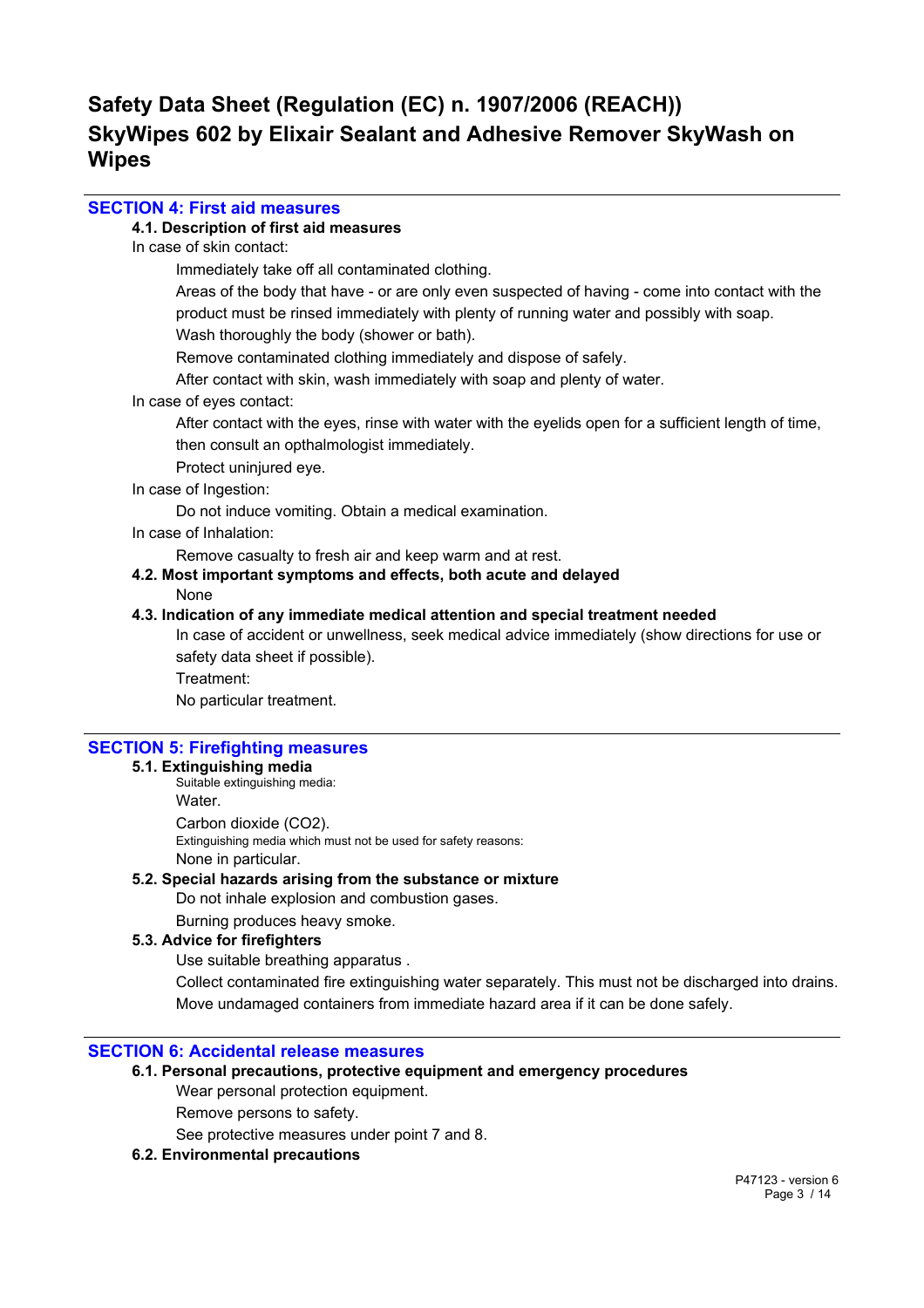# Safety Data Sheet (Regulation (EC) n. 1907/2006 (REACH))
# SkyWipes 602 by Elixair Sealant and Adhesive Remover SkyWash on Wipes

## SECTION 4: First aid measures

### 4.1. Description of first aid measures

In case of skin contact:

Immediately take off all contaminated clothing.

Areas of the body that have - or are only even suspected of having - come into contact with the product must be rinsed immediately with plenty of running water and possibly with soap.

Wash thoroughly the body (shower or bath).

Remove contaminated clothing immediately and dispose of safely.

After contact with skin, wash immediately with soap and plenty of water.

In case of eyes contact:

After contact with the eyes, rinse with water with the eyelids open for a sufficient length of time, then consult an opthalmologist immediately.

Protect uninjured eye.

In case of Ingestion:

Do not induce vomiting. Obtain a medical examination.

In case of Inhalation:

Remove casualty to fresh air and keep warm and at rest.

### 4.2. Most important symptoms and effects, both acute and delayed

None

### 4.3. Indication of any immediate medical attention and special treatment needed

In case of accident or unwellness, seek medical advice immediately (show directions for use or safety data sheet if possible).

Treatment:

No particular treatment.

## SECTION 5: Firefighting measures

### 5.1. Extinguishing media

Suitable extinguishing media:

Water.

Carbon dioxide ($CO_2$).

Extinguishing media which must not be used for safety reasons:

None in particular.

### 5.2. Special hazards arising from the substance or mixture

Do not inhale explosion and combustion gases.

Burning produces heavy smoke.

### 5.3. Advice for firefighters

Use suitable breathing apparatus .

Collect contaminated fire extinguishing water separately. This must not be discharged into drains.

Move undamaged containers from immediate hazard area if it can be done safely.

## SECTION 6: Accidental release measures

### 6.1. Personal precautions, protective equipment and emergency procedures

Wear personal protection equipment.

Remove persons to safety.

See protective measures under point 7 and 8.

### 6.2. Environmental precautions

P47123 - version 6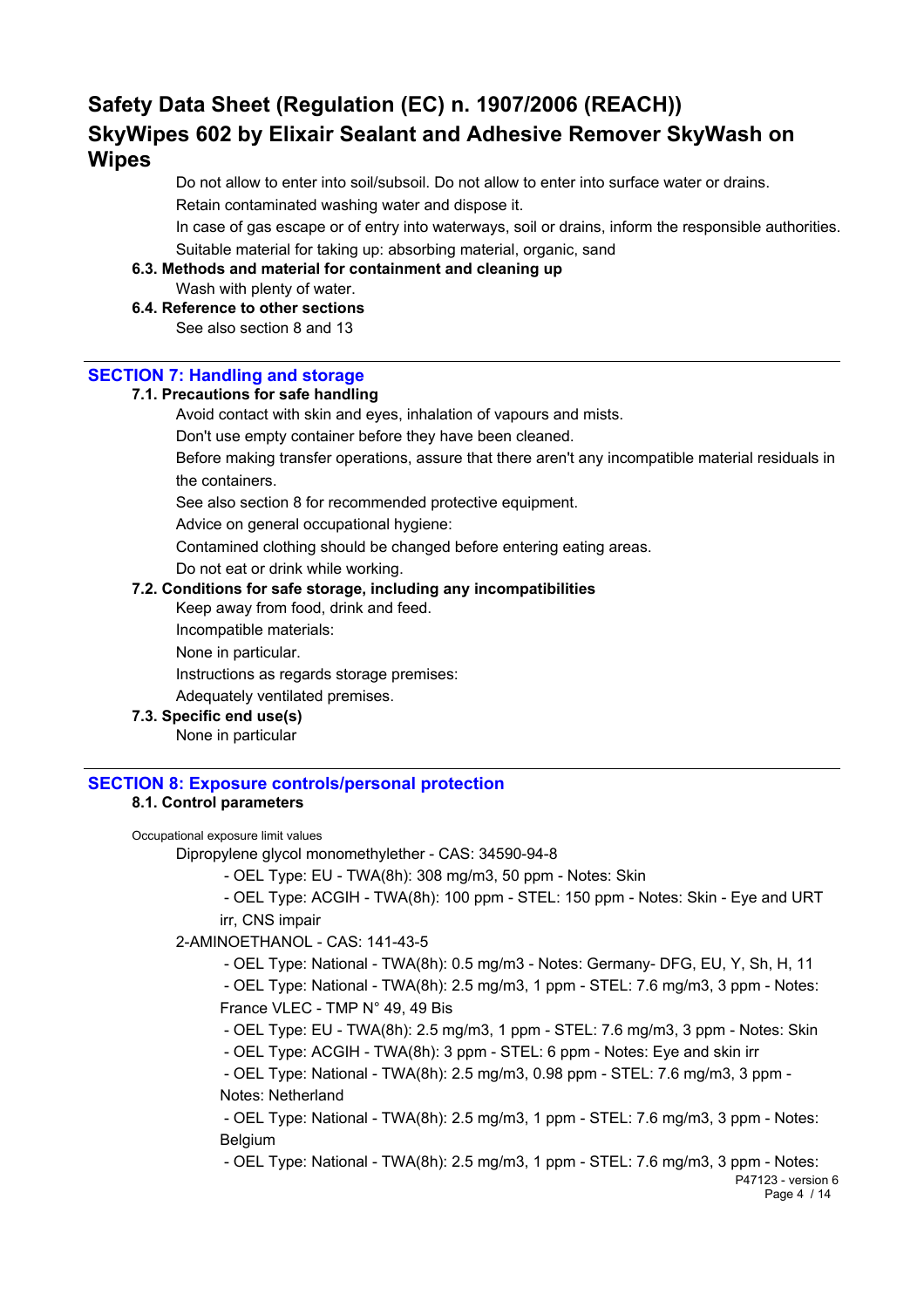Do not allow to enter into soil/subsoil. Do not allow to enter into surface water or drains.

Retain contaminated washing water and dispose it.

In case of gas escape or of entry into waterways, soil or drains, inform the responsible authorities.

Suitable material for taking up: absorbing material, organic, sand

**6.3. Methods and material for containment and cleaning up**

Wash with plenty of water.

**6.4. Reference to other sections**

See also section 8 and 13

## SECTION 7: Handling and storage

**7.1. Precautions for safe handling**

Avoid contact with skin and eyes, inhalation of vapours and mists.

Don't use empty container before they have been cleaned.

Before making transfer operations, assure that there aren't any incompatible material residuals in the containers.

See also section 8 for recommended protective equipment.

Advice on general occupational hygiene:

Contamined clothing should be changed before entering eating areas.

Do not eat or drink while working.

**7.2. Conditions for safe storage, including any incompatibilities**

Keep away from food, drink and feed.

Incompatible materials:

None in particular.

Instructions as regards storage premises:

Adequately ventilated premises.

**7.3. Specific end use(s)**

None in particular

## SECTION 8: Exposure controls/personal protection

**8.1. Control parameters**

Occupational exposure limit values

Dipropylene glycol monomethylether - CAS: 34590-94-8

- OEL Type: EU - TWA(8h): 308 mg/m3, 50 ppm - Notes: Skin
- OEL Type: ACGIH - TWA(8h): 100 ppm - STEL: 150 ppm - Notes: Skin - Eye and URT irr, CNS impair

2-AMINOETHANOL - CAS: 141-43-5

- OEL Type: National - TWA(8h): 0.5 mg/m3 - Notes: Germany- DFG, EU, Y, Sh, H, 11
- OEL Type: National - TWA(8h): 2.5 mg/m3, 1 ppm - STEL: 7.6 mg/m3, 3 ppm - Notes: France VLEC - TMP N° 49, 49 Bis
- OEL Type: EU - TWA(8h): 2.5 mg/m3, 1 ppm - STEL: 7.6 mg/m3, 3 ppm - Notes: Skin
- OEL Type: ACGIH - TWA(8h): 3 ppm - STEL: 6 ppm - Notes: Eye and skin irr
- OEL Type: National - TWA(8h): 2.5 mg/m3, 0.98 ppm - STEL: 7.6 mg/m3, 3 ppm - Notes: Netherland
- OEL Type: National - TWA(8h): 2.5 mg/m3, 1 ppm - STEL: 7.6 mg/m3, 3 ppm - Notes: Belgium
- OEL Type: National - TWA(8h): 2.5 mg/m3, 1 ppm - STEL: 7.6 mg/m3, 3 ppm - Notes: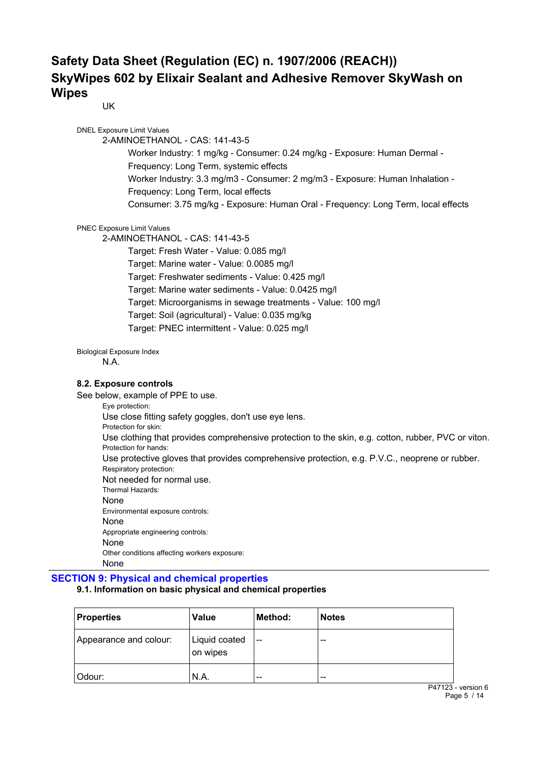UK

DNEL Exposure Limit Values

2-AMINOETHANOL - CAS: 141-43-5

Worker Industry: 1 mg/kg - Consumer: 0.24 mg/kg - Exposure: Human Dermal - Frequency: Long Term, systemic effects

Worker Industry: 3.3 mg/m3 - Consumer: 2 mg/m3 - Exposure: Human Inhalation - Frequency: Long Term, local effects

Consumer: 3.75 mg/kg - Exposure: Human Oral - Frequency: Long Term, local effects

PNEC Exposure Limit Values

2-AMINOETHANOL - CAS: 141-43-5

Target: Fresh Water - Value: 0.085 mg/l

Target: Marine water - Value: 0.0085 mg/l

Target: Freshwater sediments - Value: 0.425 mg/l

Target: Marine water sediments - Value: 0.0425 mg/l

Target: Microorganisms in sewage treatments - Value: 100 mg/l

Target: Soil (agricultural) - Value: 0.035 mg/kg

Target: PNEC intermittent - Value: 0.025 mg/l

Biological Exposure Index

N.A.

### 8.2. Exposure controls

See below, example of PPE to use.

Eye protection:

Use close fitting safety goggles, don't use eye lens.

Protection for skin:

Use clothing that provides comprehensive protection to the skin, e.g. cotton, rubber, PVC or viton.

Protection for hands:

Use protective gloves that provides comprehensive protection, e.g. P.V.C., neoprene or rubber.

Respiratory protection:

Not needed for normal use.

Thermal Hazards:

None

Environmental exposure controls:

None

Appropriate engineering controls:

None

Other conditions affecting workers exposure:

None

## SECTION 9: Physical and chemical properties

### 9.1. Information on basic physical and chemical properties

| Properties | Value | Method: | Notes |
|---|---|---|---|
| Appearance and colour: | Liquid coated on wipes | -- | -- |
| Odour: | N.A. | -- | -- |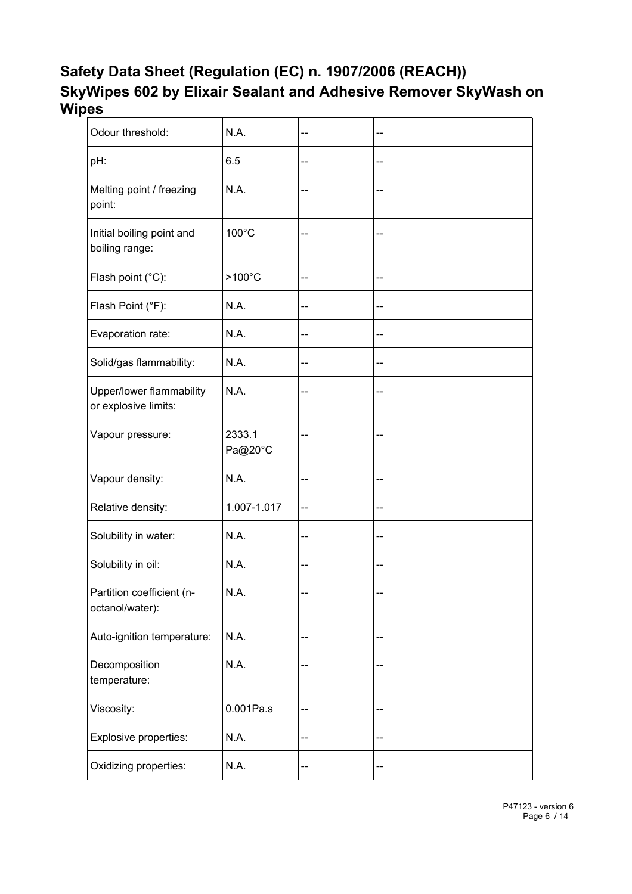| Odour threshold: | N.A. | -- | -- |
|---|---|---|---|
| pH: | 6.5 | -- | -- |
| Melting point / freezing point: | N.A. | -- | -- |
| Initial boiling point and boiling range: | 100°C | -- | -- |
| Flash point (°C): | >100°C | -- | -- |
| Flash Point (°F): | N.A. | -- | -- |
| Evaporation rate: | N.A. | -- | -- |
| Solid/gas flammability: | N.A. | -- | -- |
| Upper/lower flammability or explosive limits: | N.A. | -- | -- |
| Vapour pressure: | 2333.1 Pa@20°C | -- | -- |
| Vapour density: | N.A. | -- | -- |
| Relative density: | 1.007-1.017 | -- | -- |
| Solubility in water: | N.A. | -- | -- |
| Solubility in oil: | N.A. | -- | -- |
| Partition coefficient (n-octanol/water): | N.A. | -- | -- |
| Auto-ignition temperature: | N.A. | -- | -- |
| Decomposition temperature: | N.A. | -- | -- |
| Viscosity: | 0.001Pa.s | -- | -- |
| Explosive properties: | N.A. | -- | -- |
| Oxidizing properties: | N.A. | -- | -- |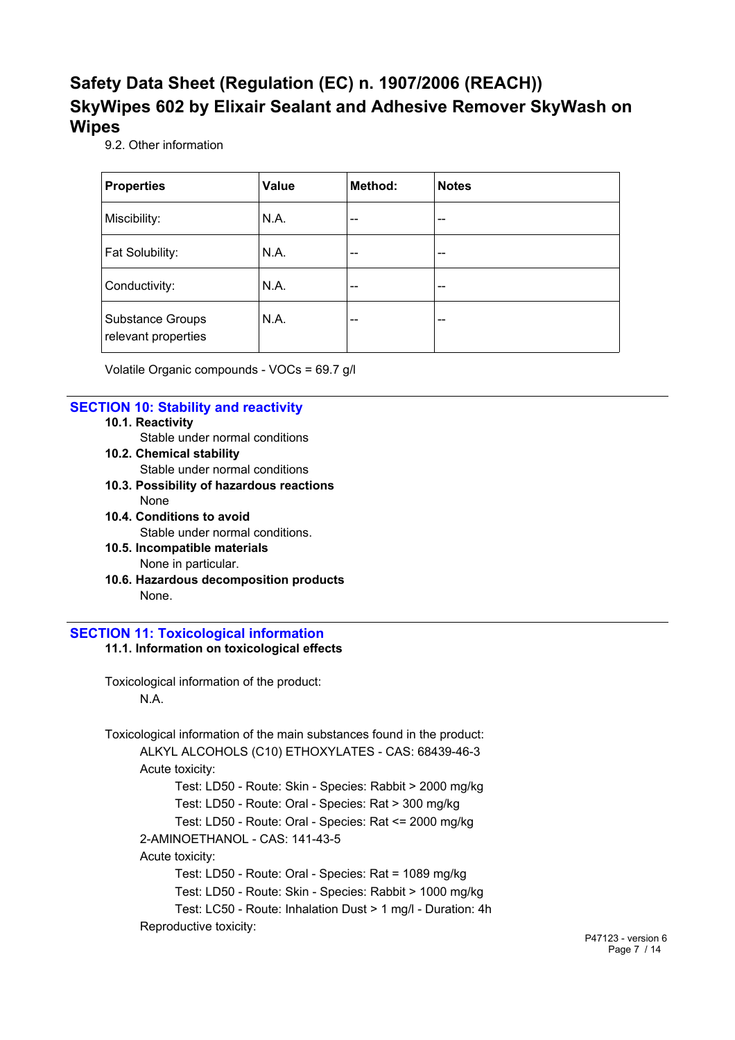9.2. Other information

| Properties | Value | Method: | Notes |
|---|---|---|---|
| Miscibility: | N.A. | -- | -- |
| Fat Solubility: | N.A. | -- | -- |
| Conductivity: | N.A. | -- | -- |
| Substance Groups relevant properties | N.A. | -- | -- |

Volatile Organic compounds - VOCs = 69.7 g/l

## SECTION 10: Stability and reactivity

**10.1. Reactivity**

Stable under normal conditions

**10.2. Chemical stability**

Stable under normal conditions

**10.3. Possibility of hazardous reactions**

None

**10.4. Conditions to avoid**

Stable under normal conditions.

**10.5. Incompatible materials**

None in particular.

**10.6. Hazardous decomposition products**

None.

## SECTION 11: Toxicological information

**11.1. Information on toxicological effects**

Toxicological information of the product:

N.A.

Toxicological information of the main substances found in the product:

ALKYL ALCOHOLS (C10) ETHOXYLATES - CAS: 68439-46-3

Acute toxicity:

Test: LD50 - Route: Skin - Species: Rabbit > 2000 mg/kg

Test: LD50 - Route: Oral - Species: Rat > 300 mg/kg

Test: LD50 - Route: Oral - Species: Rat <= 2000 mg/kg

2-AMINOETHANOL - CAS: 141-43-5

Acute toxicity:

Test: LD50 - Route: Oral - Species: Rat = 1089 mg/kg

Test: LD50 - Route: Skin - Species: Rabbit > 1000 mg/kg

Test: LC50 - Route: Inhalation Dust > 1 mg/l - Duration: 4h

Reproductive toxicity: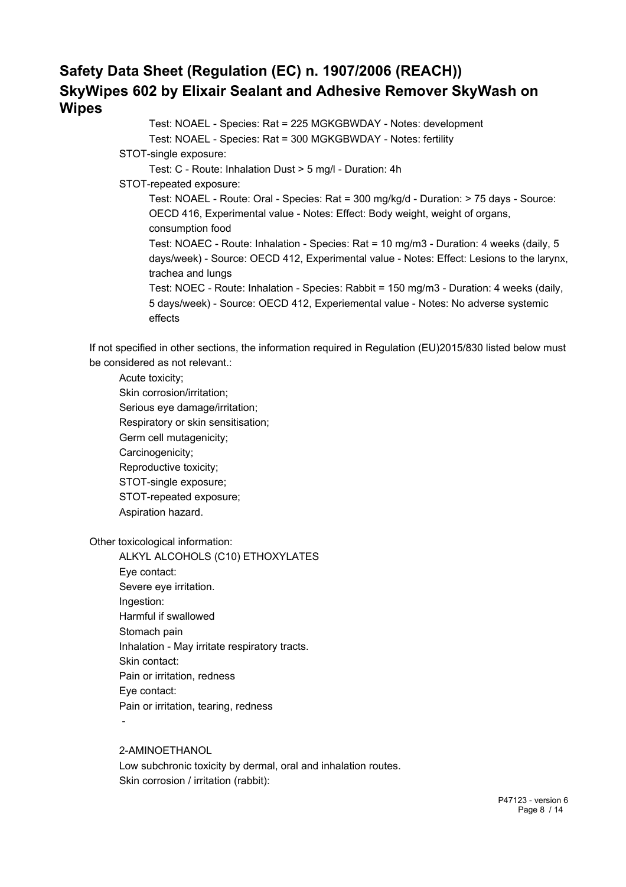Test: NOAEL - Species: Rat = 225 MGKGBWDAY - Notes: development

Test: NOAEL - Species: Rat = 300 MGKGBWDAY - Notes: fertility

STOT-single exposure:

Test: C - Route: Inhalation Dust > 5 mg/l - Duration: 4h

STOT-repeated exposure:

Test: NOAEL - Route: Oral - Species: Rat = 300 mg/kg/d - Duration: > 75 days - Source: OECD 416, Experimental value - Notes: Effect: Body weight, weight of organs, consumption food

Test: NOAEC - Route: Inhalation - Species: Rat = 10 mg/m3 - Duration: 4 weeks (daily, 5 days/week) - Source: OECD 412, Experimental value - Notes: Effect: Lesions to the larynx, trachea and lungs

Test: NOEC - Route: Inhalation - Species: Rabbit = 150 mg/m3 - Duration: 4 weeks (daily, 5 days/week) - Source: OECD 412, Experiemental value - Notes: No adverse systemic effects

If not specified in other sections, the information required in Regulation (EU)2015/830 listed below must be considered as not relevant.:

Acute toxicity;
Skin corrosion/irritation;
Serious eye damage/irritation;
Respiratory or skin sensitisation;
Germ cell mutagenicity;
Carcinogenicity;
Reproductive toxicity;
STOT-single exposure;
STOT-repeated exposure;
Aspiration hazard.

Other toxicological information:

ALKYL ALCOHOLS (C10) ETHOXYLATES
Eye contact:
Severe eye irritation.
Ingestion:
Harmful if swallowed
Stomach pain
Inhalation - May irritate respiratory tracts.
Skin contact:
Pain or irritation, redness
Eye contact:
Pain or irritation, tearing, redness
-

2-AMINOETHANOL
Low subchronic toxicity by dermal, oral and inhalation routes.
Skin corrosion / irritation (rabbit):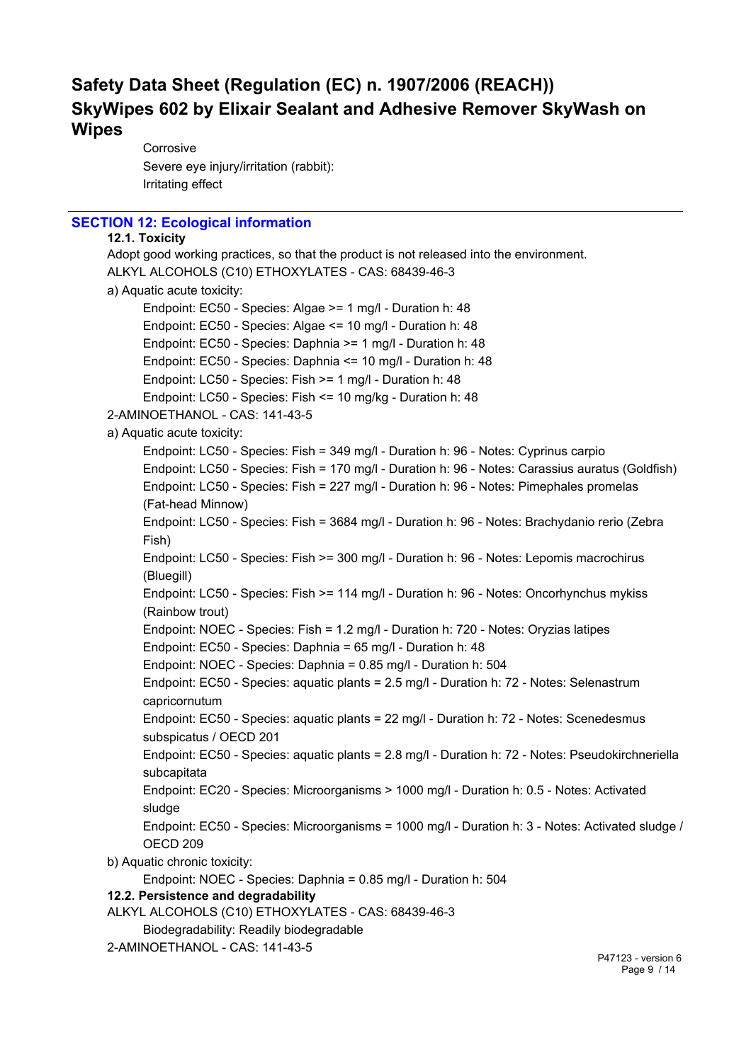Corrosive

Severe eye injury/irritation (rabbit):

Irritating effect

## SECTION 12: Ecological information

### 12.1. Toxicity

Adopt good working practices, so that the product is not released into the environment.

ALKYL ALCOHOLS (C10) ETHOXYLATES - CAS: 68439-46-3

a) Aquatic acute toxicity:

- Endpoint: EC50 - Species: Algae >= 1 mg/l - Duration h: 48
- Endpoint: EC50 - Species: Algae <= 10 mg/l - Duration h: 48
- Endpoint: EC50 - Species: Daphnia >= 1 mg/l - Duration h: 48
- Endpoint: EC50 - Species: Daphnia <= 10 mg/l - Duration h: 48
- Endpoint: LC50 - Species: Fish >= 1 mg/l - Duration h: 48
- Endpoint: LC50 - Species: Fish <= 10 mg/kg - Duration h: 48

2-AMINOETHANOL - CAS: 141-43-5

a) Aquatic acute toxicity:

- Endpoint: LC50 - Species: Fish = 349 mg/l - Duration h: 96 - Notes: Cyprinus carpio
- Endpoint: LC50 - Species: Fish = 170 mg/l - Duration h: 96 - Notes: Carassius auratus (Goldfish)
- Endpoint: LC50 - Species: Fish = 227 mg/l - Duration h: 96 - Notes: Pimephales promelas (Fat-head Minnow)
- Endpoint: LC50 - Species: Fish = 3684 mg/l - Duration h: 96 - Notes: Brachydanio rerio (Zebra Fish)
- Endpoint: LC50 - Species: Fish >= 300 mg/l - Duration h: 96 - Notes: Lepomis macrochirus (Bluegill)
- Endpoint: LC50 - Species: Fish >= 114 mg/l - Duration h: 96 - Notes: Oncorhynchus mykiss (Rainbow trout)
- Endpoint: NOEC - Species: Fish = 1.2 mg/l - Duration h: 720 - Notes: Oryzias latipes
- Endpoint: EC50 - Species: Daphnia = 65 mg/l - Duration h: 48
- Endpoint: NOEC - Species: Daphnia = 0.85 mg/l - Duration h: 504
- Endpoint: EC50 - Species: aquatic plants = 2.5 mg/l - Duration h: 72 - Notes: Selenastrum capricornutum
- Endpoint: EC50 - Species: aquatic plants = 22 mg/l - Duration h: 72 - Notes: Scenedesmus subspicatus / OECD 201
- Endpoint: EC50 - Species: aquatic plants = 2.8 mg/l - Duration h: 72 - Notes: Pseudokirchneriella subcapitata
- Endpoint: EC20 - Species: Microorganisms > 1000 mg/l - Duration h: 0.5 - Notes: Activated sludge
- Endpoint: EC50 - Species: Microorganisms = 1000 mg/l - Duration h: 3 - Notes: Activated sludge / OECD 209

b) Aquatic chronic toxicity:

- Endpoint: NOEC - Species: Daphnia = 0.85 mg/l - Duration h: 504

### 12.2. Persistence and degradability

ALKYL ALCOHOLS (C10) ETHOXYLATES - CAS: 68439-46-3

Biodegradability: Readily biodegradable

2-AMINOETHANOL - CAS: 141-43-5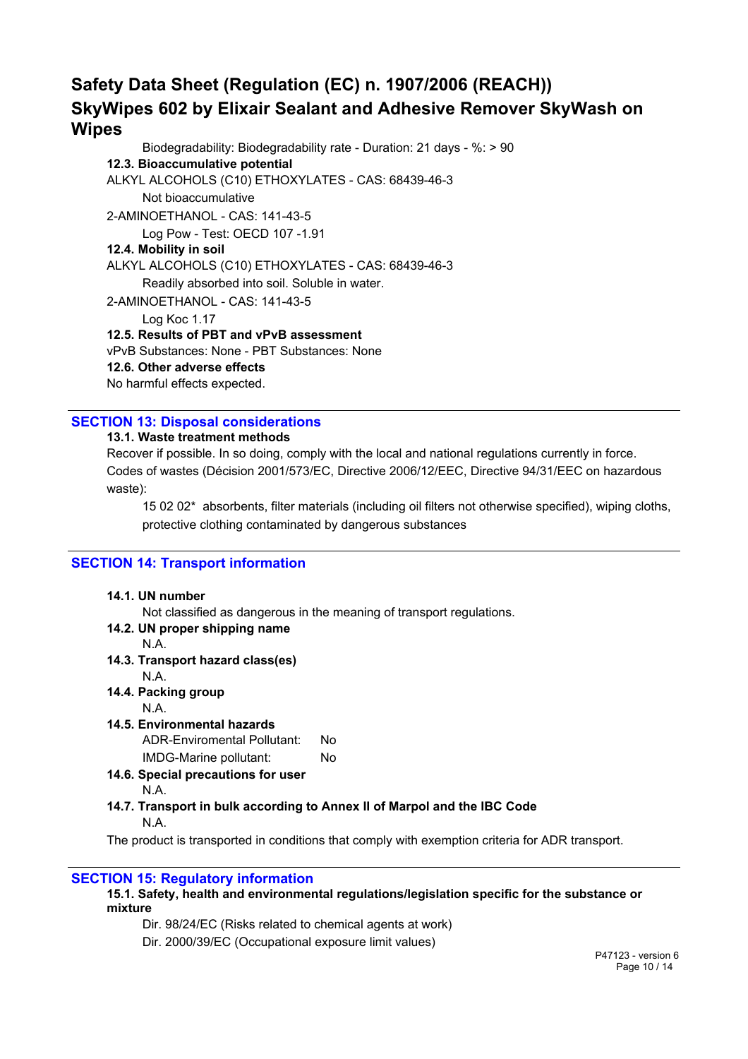Biodegradability: Biodegradability rate - Duration: 21 days - %: > 90

**12.3. Bioaccumulative potential**

ALKYL ALCOHOLS (C10) ETHOXYLATES - CAS: 68439-46-3

Not bioaccumulative

2-AMINOETHANOL - CAS: 141-43-5

Log Pow - Test: OECD 107 -1.91

**12.4. Mobility in soil**

ALKYL ALCOHOLS (C10) ETHOXYLATES - CAS: 68439-46-3

Readily absorbed into soil. Soluble in water.

2-AMINOETHANOL - CAS: 141-43-5

Log Koc 1.17

**12.5. Results of PBT and vPvB assessment**

vPvB Substances: None - PBT Substances: None

**12.6. Other adverse effects**

No harmful effects expected.

## SECTION 13: Disposal considerations

**13.1. Waste treatment methods**

Recover if possible. In so doing, comply with the local and national regulations currently in force.

Codes of wastes (Décision 2001/573/EC, Directive 2006/12/EEC, Directive 94/31/EEC on hazardous waste):

15 02 02* absorbents, filter materials (including oil filters not otherwise specified), wiping cloths, protective clothing contaminated by dangerous substances

## SECTION 14: Transport information

**14.1. UN number**

Not classified as dangerous in the meaning of transport regulations.

**14.2. UN proper shipping name**

N.A.

**14.3. Transport hazard class(es)**

N.A.

**14.4. Packing group**

N.A.

**14.5. Environmental hazards**

ADR-Enviromental Pollutant: No

IMDG-Marine pollutant: No

**14.6. Special precautions for user**

N.A.

**14.7. Transport in bulk according to Annex II of Marpol and the IBC Code**

N.A.

The product is transported in conditions that comply with exemption criteria for ADR transport.

## SECTION 15: Regulatory information

**15.1. Safety, health and environmental regulations/legislation specific for the substance or mixture**

Dir. 98/24/EC (Risks related to chemical agents at work)

Dir. 2000/39/EC (Occupational exposure limit values)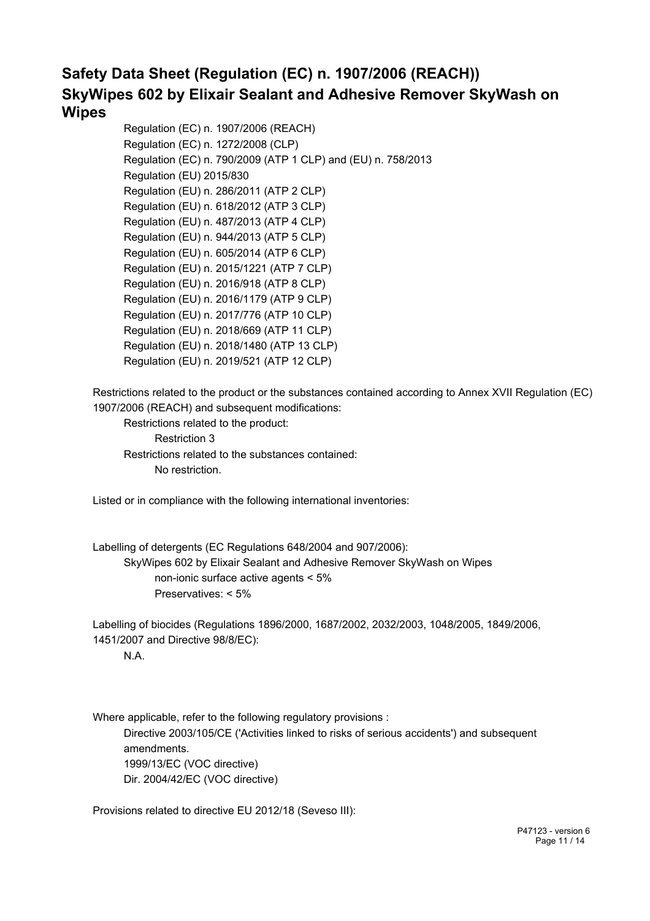# Safety Data Sheet (Regulation (EC) n. 1907/2006 (REACH))
# SkyWipes 602 by Elixair Sealant and Adhesive Remover SkyWash on Wipes

Regulation (EC) n. 1907/2006 (REACH)
Regulation (EC) n. 1272/2008 (CLP)
Regulation (EC) n. 790/2009 (ATP 1 CLP) and (EU) n. 758/2013
Regulation (EU) 2015/830
Regulation (EU) n. 286/2011 (ATP 2 CLP)
Regulation (EU) n. 618/2012 (ATP 3 CLP)
Regulation (EU) n. 487/2013 (ATP 4 CLP)
Regulation (EU) n. 944/2013 (ATP 5 CLP)
Regulation (EU) n. 605/2014 (ATP 6 CLP)
Regulation (EU) n. 2015/1221 (ATP 7 CLP)
Regulation (EU) n. 2016/918 (ATP 8 CLP)
Regulation (EU) n. 2016/1179 (ATP 9 CLP)
Regulation (EU) n. 2017/776 (ATP 10 CLP)
Regulation (EU) n. 2018/669 (ATP 11 CLP)
Regulation (EU) n. 2018/1480 (ATP 13 CLP)
Regulation (EU) n. 2019/521 (ATP 12 CLP)

Restrictions related to the product or the substances contained according to Annex XVII Regulation (EC) 1907/2006 (REACH) and subsequent modifications:

Restrictions related to the product:
Restriction 3
Restrictions related to the substances contained:
No restriction.

Listed or in compliance with the following international inventories:

Labelling of detergents (EC Regulations 648/2004 and 907/2006):
SkyWipes 602 by Elixair Sealant and Adhesive Remover SkyWash on Wipes
non-ionic surface active agents < 5%
Preservatives: < 5%

Labelling of biocides (Regulations 1896/2000, 1687/2002, 2032/2003, 1048/2005, 1849/2006, 1451/2007 and Directive 98/8/EC):
N.A.

Where applicable, refer to the following regulatory provisions :
Directive 2003/105/CE ('Activities linked to risks of serious accidents') and subsequent amendments.
1999/13/EC (VOC directive)
Dir. 2004/42/EC (VOC directive)

Provisions related to directive EU 2012/18 (Seveso III):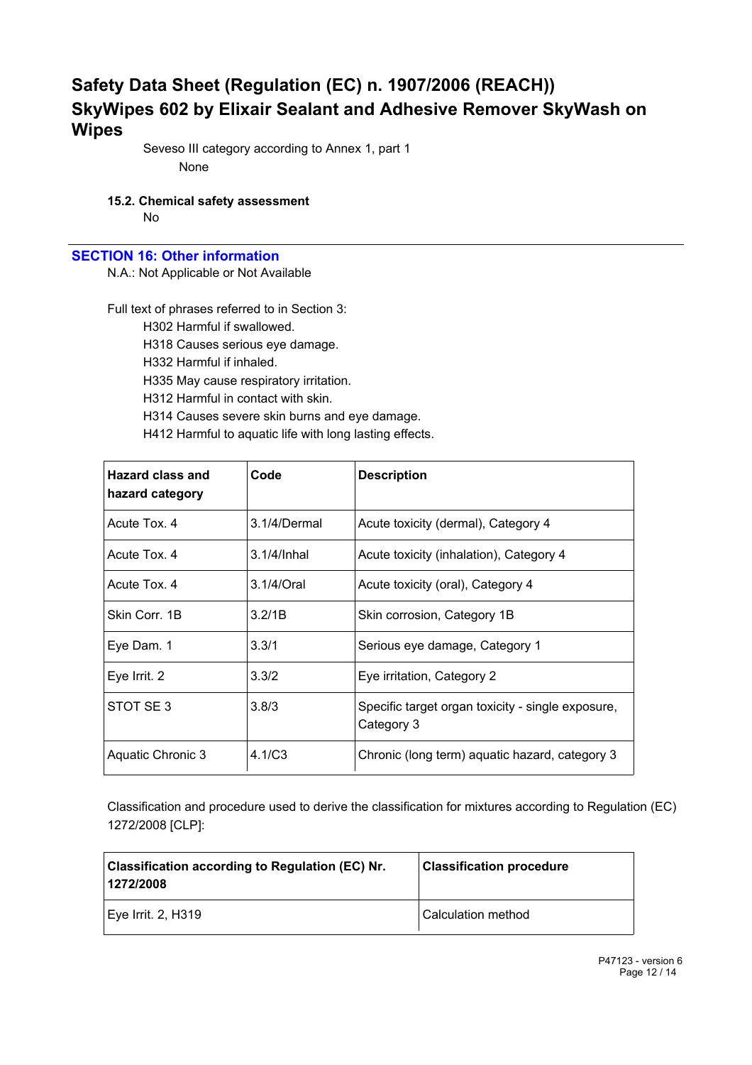Seveso III category according to Annex 1, part 1

None

### 15.2. Chemical safety assessment

No

## SECTION 16: Other information

N.A.: Not Applicable or Not Available

Full text of phrases referred to in Section 3:

H302 Harmful if swallowed.
H318 Causes serious eye damage.
H332 Harmful if inhaled.
H335 May cause respiratory irritation.
H312 Harmful in contact with skin.
H314 Causes severe skin burns and eye damage.
H412 Harmful to aquatic life with long lasting effects.

| Hazard class and hazard category | Code | Description |
|---|---|---|
| Acute Tox. 4 | 3.1/4/Dermal | Acute toxicity (dermal), Category 4 |
| Acute Tox. 4 | 3.1/4/Inhal | Acute toxicity (inhalation), Category 4 |
| Acute Tox. 4 | 3.1/4/Oral | Acute toxicity (oral), Category 4 |
| Skin Corr. 1B | 3.2/1B | Skin corrosion, Category 1B |
| Eye Dam. 1 | 3.3/1 | Serious eye damage, Category 1 |
| Eye Irrit. 2 | 3.3/2 | Eye irritation, Category 2 |
| STOT SE 3 | 3.8/3 | Specific target organ toxicity - single exposure, Category 3 |
| Aquatic Chronic 3 | 4.1/C3 | Chronic (long term) aquatic hazard, category 3 |

Classification and procedure used to derive the classification for mixtures according to Regulation (EC) 1272/2008 [CLP]:

| Classification according to Regulation (EC) Nr. 1272/2008 | Classification procedure |
|---|---|
| Eye Irrit. 2, H319 | Calculation method |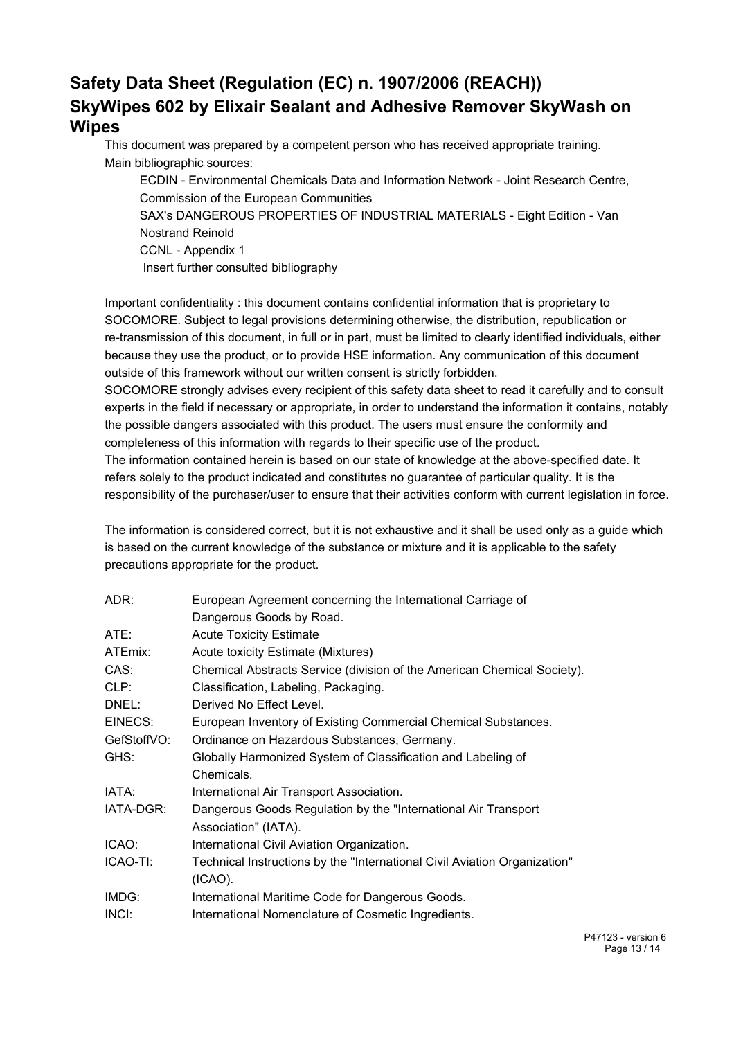## Safety Data Sheet (Regulation (EC) n. 1907/2006 (REACH))
## SkyWipes 602 by Elixair Sealant and Adhesive Remover SkyWash on Wipes

This document was prepared by a competent person who has received appropriate training.
Main bibliographic sources:

ECDIN - Environmental Chemicals Data and Information Network - Joint Research Centre, Commission of the European Communities
SAX's DANGEROUS PROPERTIES OF INDUSTRIAL MATERIALS - Eight Edition - Van Nostrand Reinold
CCNL - Appendix 1
Insert further consulted bibliography

Important confidentiality : this document contains confidential information that is proprietary to SOCOMORE. Subject to legal provisions determining otherwise, the distribution, republication or re-transmission of this document, in full or in part, must be limited to clearly identified individuals, either because they use the product, or to provide HSE information. Any communication of this document outside of this framework without our written consent is strictly forbidden.
SOCOMORE strongly advises every recipient of this safety data sheet to read it carefully and to consult experts in the field if necessary or appropriate, in order to understand the information it contains, notably the possible dangers associated with this product. The users must ensure the conformity and completeness of this information with regards to their specific use of the product.
The information contained herein is based on our state of knowledge at the above-specified date. It refers solely to the product indicated and constitutes no guarantee of particular quality. It is the responsibility of the purchaser/user to ensure that their activities conform with current legislation in force.

The information is considered correct, but it is not exhaustive and it shall be used only as a guide which is based on the current knowledge of the substance or mixture and it is applicable to the safety precautions appropriate for the product.

| | |
|---|---|
| ADR: | European Agreement concerning the International Carriage of Dangerous Goods by Road. |
| ATE: | Acute Toxicity Estimate |
| ATEmix: | Acute toxicity Estimate (Mixtures) |
| CAS: | Chemical Abstracts Service (division of the American Chemical Society). |
| CLP: | Classification, Labeling, Packaging. |
| DNEL: | Derived No Effect Level. |
| EINECS: | European Inventory of Existing Commercial Chemical Substances. |
| GefStoffVO: | Ordinance on Hazardous Substances, Germany. |
| GHS: | Globally Harmonized System of Classification and Labeling of Chemicals. |
| IATA: | International Air Transport Association. |
| IATA-DGR: | Dangerous Goods Regulation by the "International Air Transport Association" (IATA). |
| ICAO: | International Civil Aviation Organization. |
| ICAO-TI: | Technical Instructions by the "International Civil Aviation Organization" (ICAO). |
| IMDG: | International Maritime Code for Dangerous Goods. |
| INCI: | International Nomenclature of Cosmetic Ingredients. |

P47123 - version 6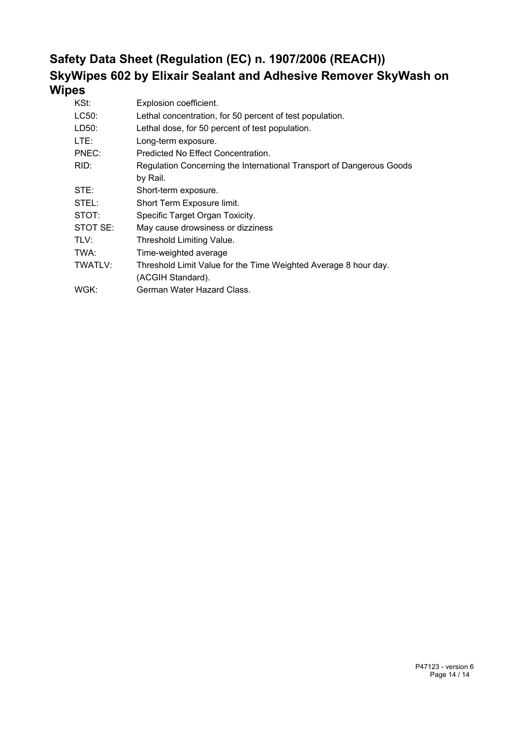| | |
|---|---|
| KSt: | Explosion coefficient. |
| LC50: | Lethal concentration, for 50 percent of test population. |
| LD50: | Lethal dose, for 50 percent of test population. |
| LTE: | Long-term exposure. |
| PNEC: | Predicted No Effect Concentration. |
| RID: | Regulation Concerning the International Transport of Dangerous Goods by Rail. |
| STE: | Short-term exposure. |
| STEL: | Short Term Exposure limit. |
| STOT: | Specific Target Organ Toxicity. |
| STOT SE: | May cause drowsiness or dizziness |
| TLV: | Threshold Limiting Value. |
| TWA: | Time-weighted average |
| TWATLV: | Threshold Limit Value for the Time Weighted Average 8 hour day. (ACGIH Standard). |
| WGK: | German Water Hazard Class. |